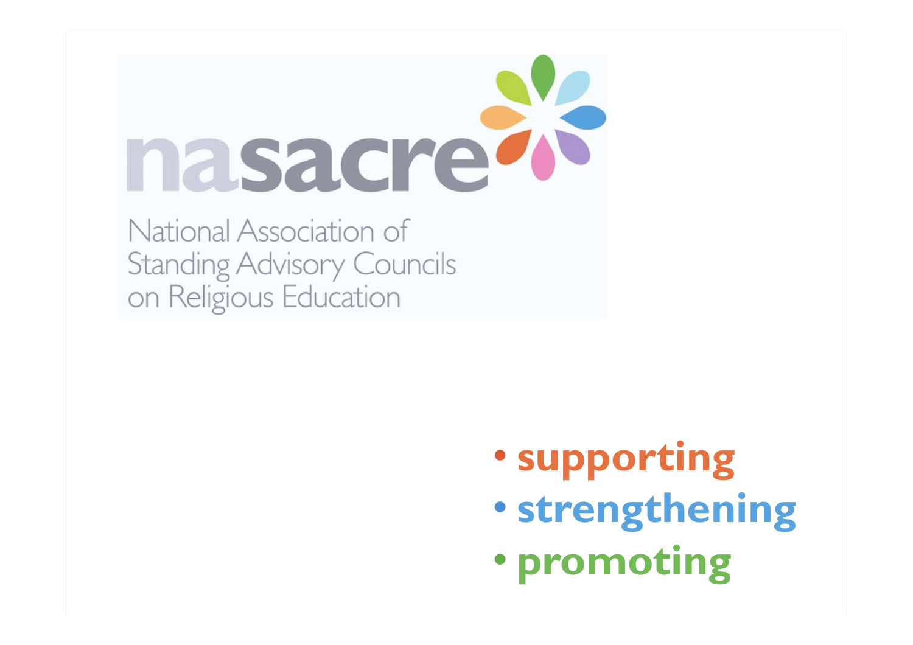# nasacre

National Association of Standing Advisory Councils on Religious Education

- **supporting**
- **strengthening**
- **promoting**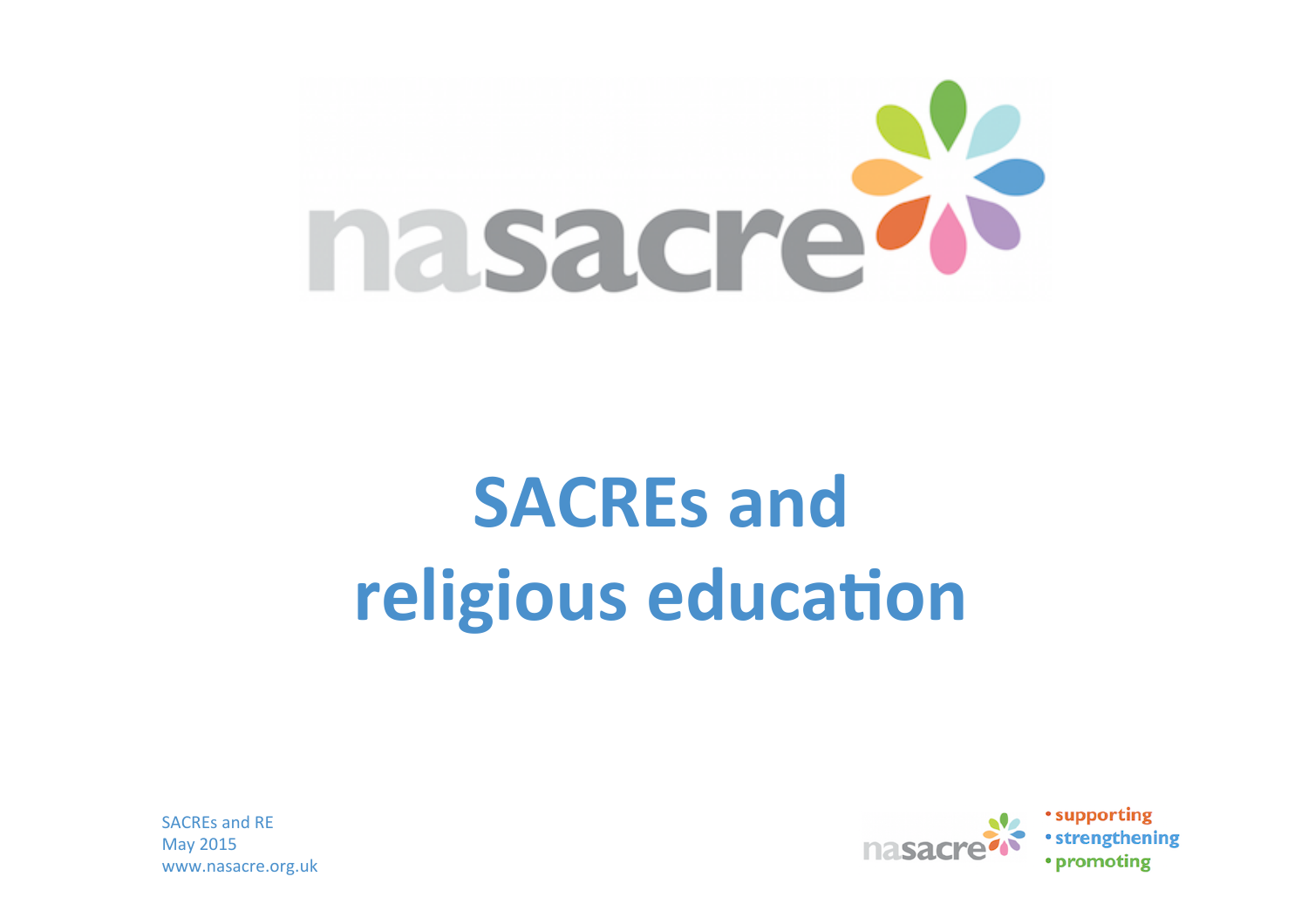# SACREs and religious education

SACREs and RE
May 2015
www.nasacre.org.uk

• supporting
• strengthening
• promoting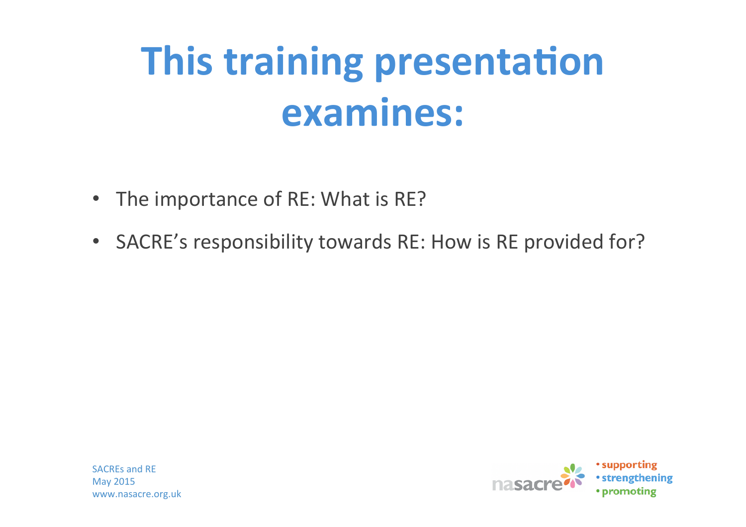# This training presentation examines:

- The importance of RE: What is RE?
- SACRE's responsibility towards RE: How is RE provided for?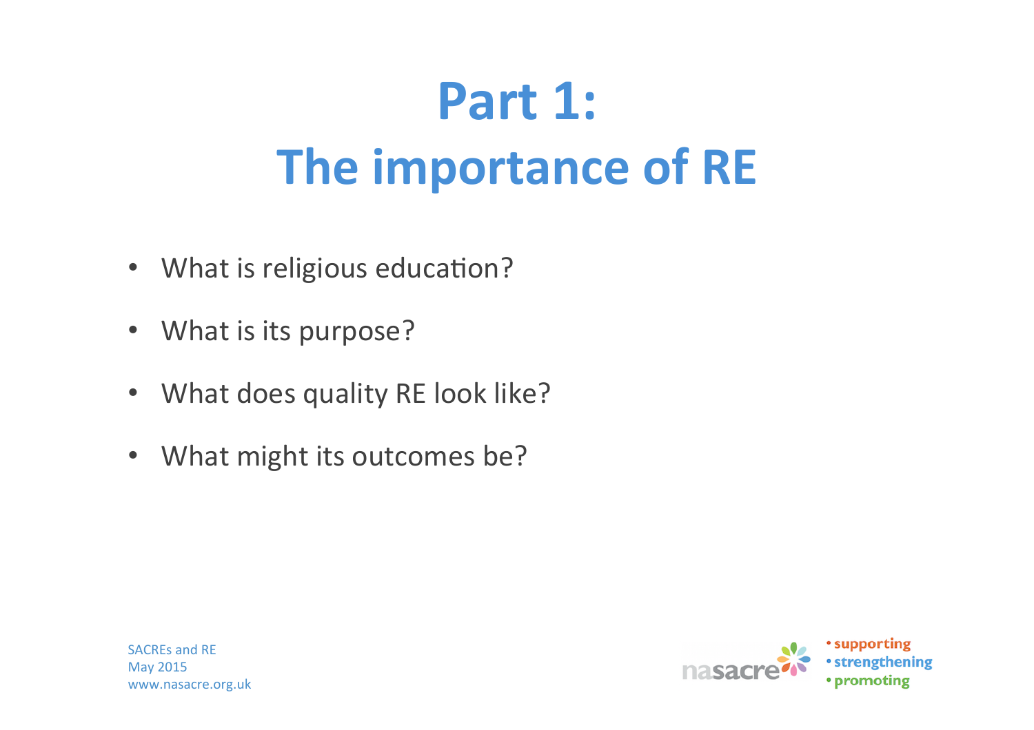# Part 1:
# The importance of RE

- What is religious education?
- What is its purpose?
- What does quality RE look like?
- What might its outcomes be?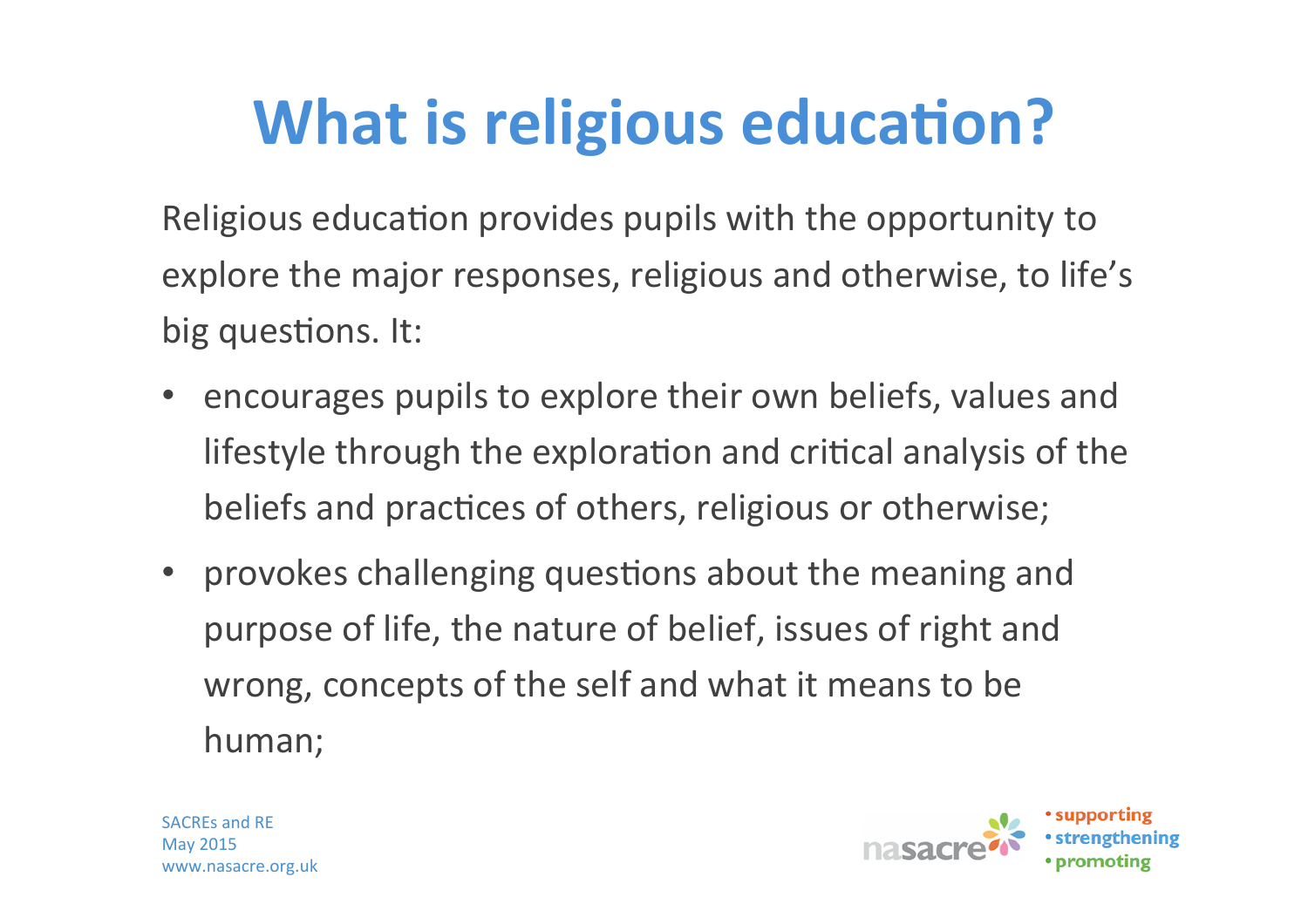# What is religious education?

Religious education provides pupils with the opportunity to explore the major responses, religious and otherwise, to life's big questions. It:

- encourages pupils to explore their own beliefs, values and lifestyle through the exploration and critical analysis of the beliefs and practices of others, religious or otherwise;
- provokes challenging questions about the meaning and purpose of life, the nature of belief, issues of right and wrong, concepts of the self and what it means to be human;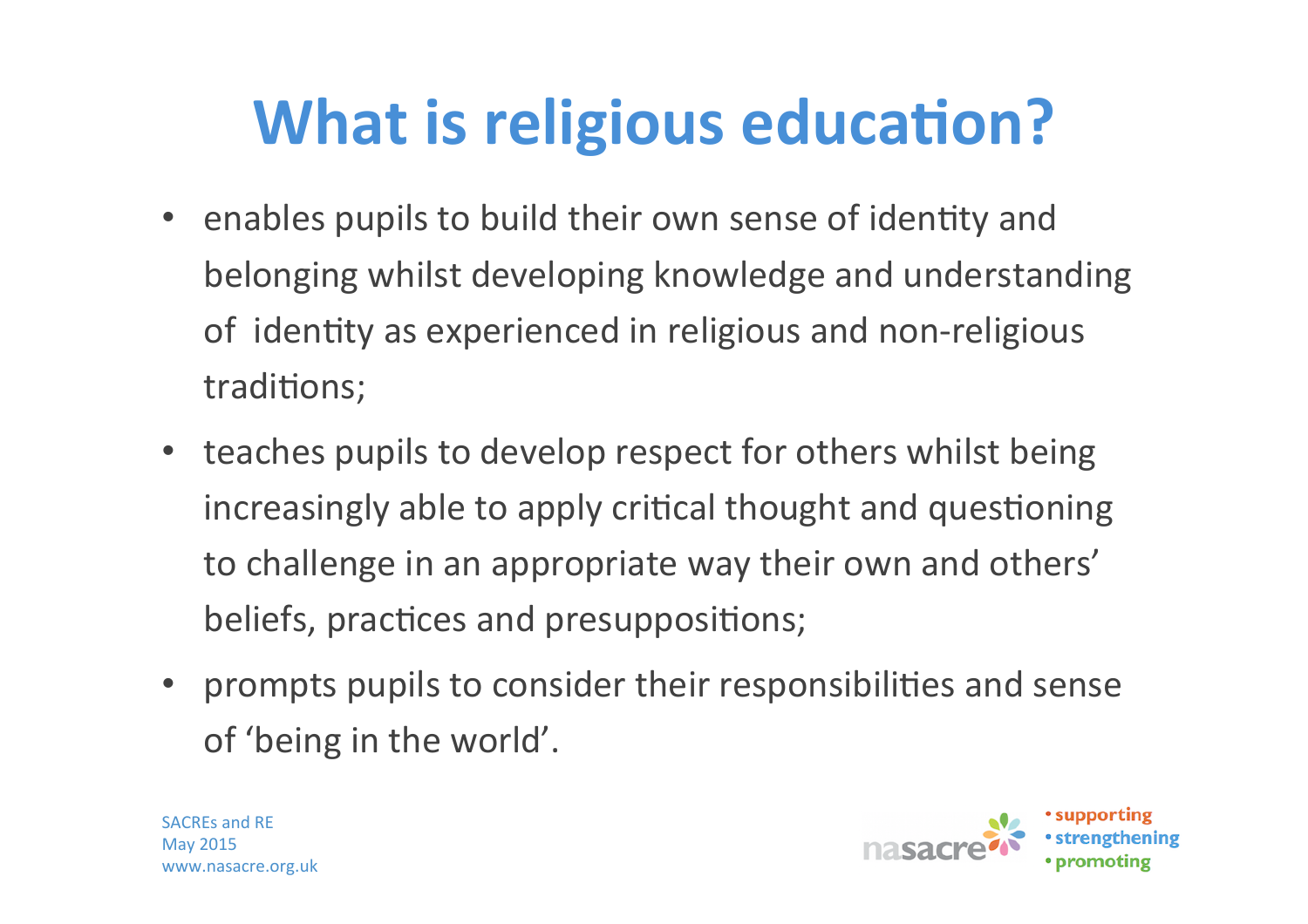# What is religious education?

- enables pupils to build their own sense of identity and belonging whilst developing knowledge and understanding of identity as experienced in religious and non-religious traditions;
- teaches pupils to develop respect for others whilst being increasingly able to apply critical thought and questioning to challenge in an appropriate way their own and others' beliefs, practices and presuppositions;
- prompts pupils to consider their responsibilities and sense of 'being in the world'.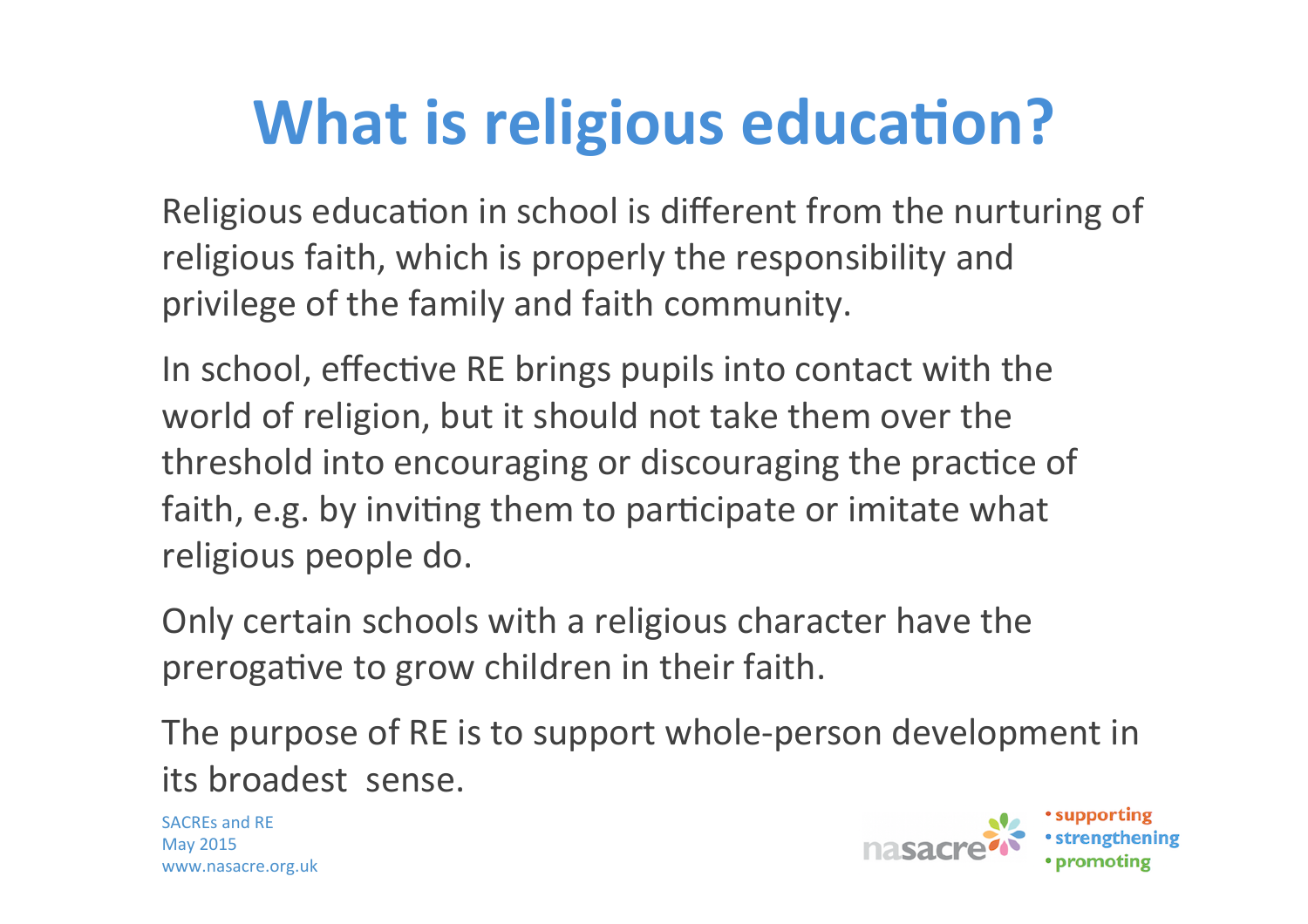# What is religious education?

Religious education in school is different from the nurturing of religious faith, which is properly the responsibility and privilege of the family and faith community.

In school, effective RE brings pupils into contact with the world of religion, but it should not take them over the threshold into encouraging or discouraging the practice of faith, e.g. by inviting them to participate or imitate what religious people do.

Only certain schools with a religious character have the prerogative to grow children in their faith.

The purpose of RE is to support whole-person development in its broadest sense.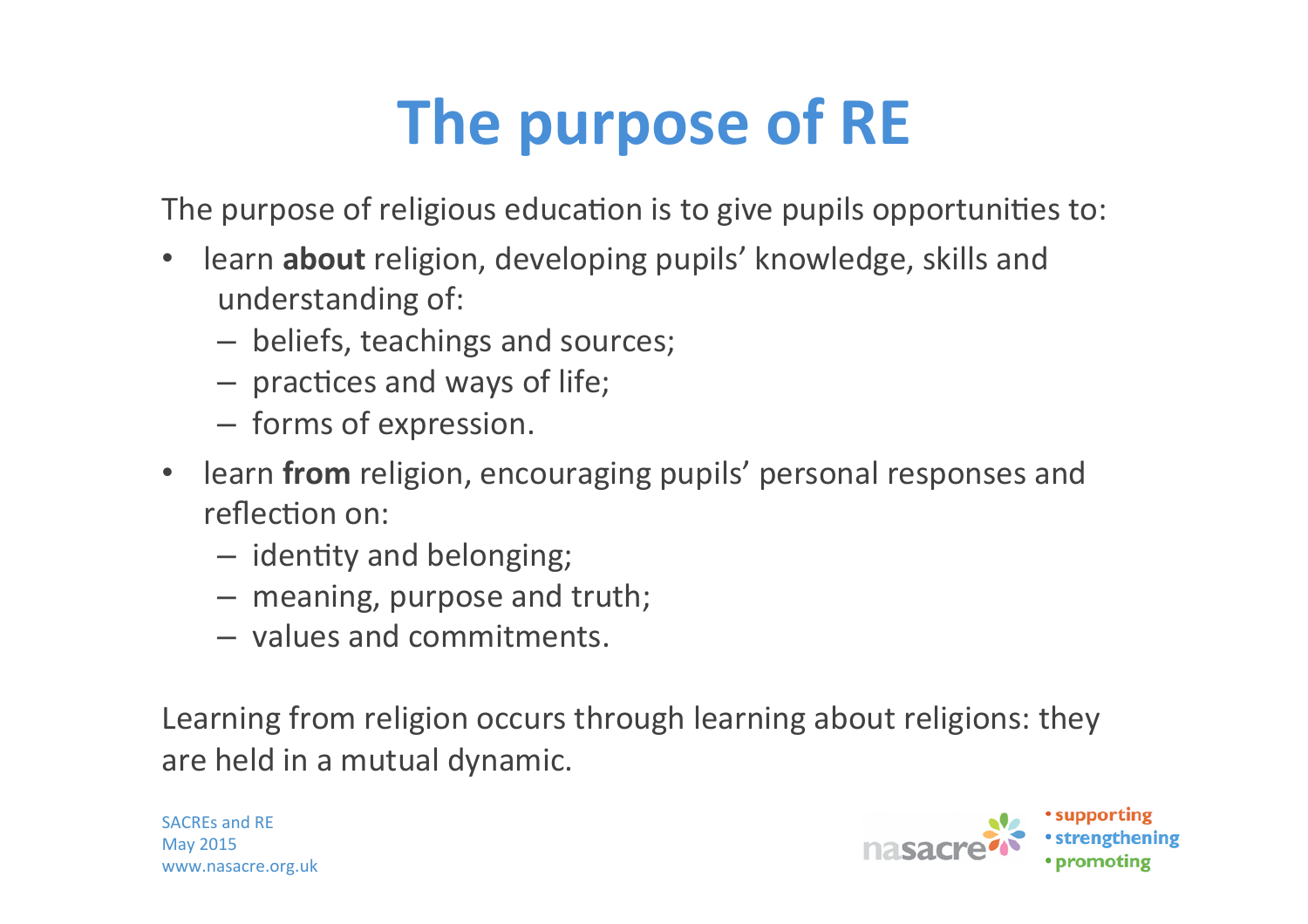# The purpose of RE

The purpose of religious education is to give pupils opportunities to:

- learn **about** religion, developing pupils' knowledge, skills and understanding of:
  - beliefs, teachings and sources;
  - practices and ways of life;
  - forms of expression.
- learn **from** religion, encouraging pupils' personal responses and reflection on:
  - identity and belonging;
  - meaning, purpose and truth;
  - values and commitments.

Learning from religion occurs through learning about religions: they are held in a mutual dynamic.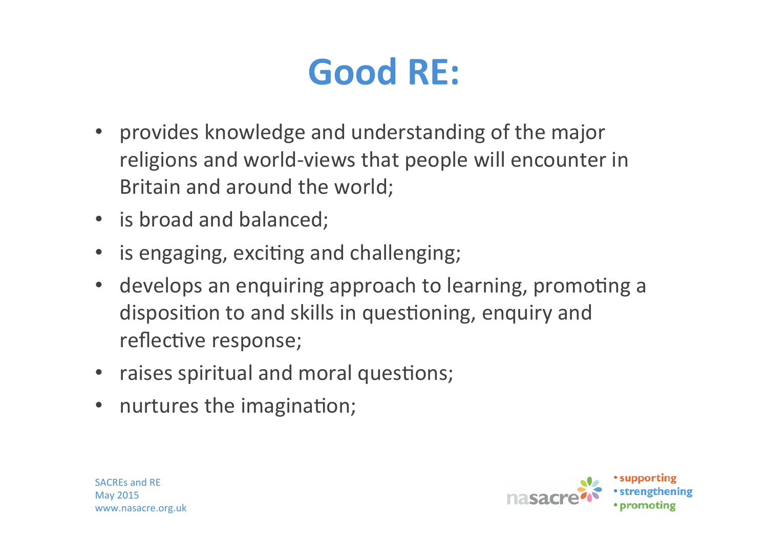# Good RE:

- provides knowledge and understanding of the major religions and world-views that people will encounter in Britain and around the world;
- is broad and balanced;
- is engaging, exciting and challenging;
- develops an enquiring approach to learning, promoting a disposition to and skills in questioning, enquiry and reflective response;
- raises spiritual and moral questions;
- nurtures the imagination;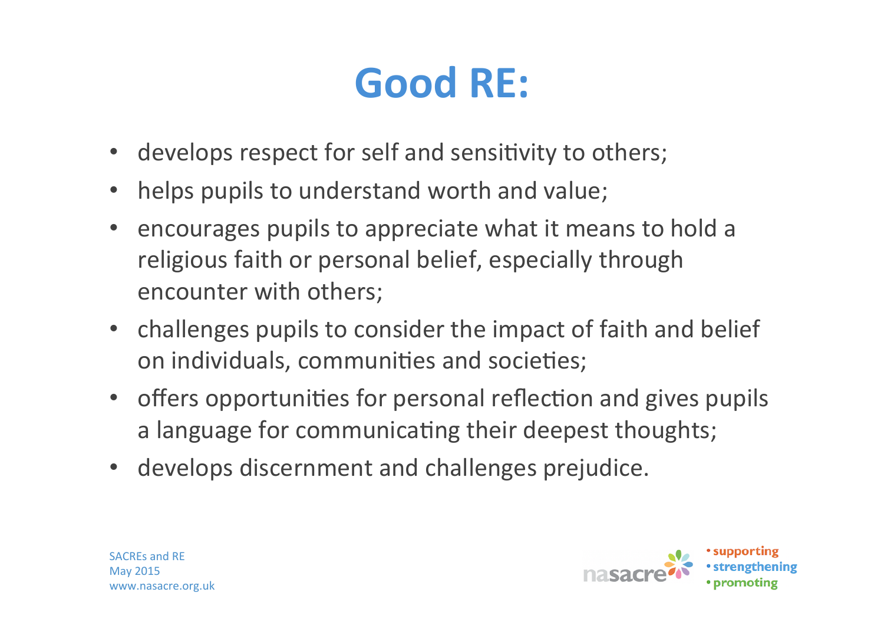# Good RE:

- develops respect for self and sensitivity to others;
- helps pupils to understand worth and value;
- encourages pupils to appreciate what it means to hold a religious faith or personal belief, especially through encounter with others;
- challenges pupils to consider the impact of faith and belief on individuals, communities and societies;
- offers opportunities for personal reflection and gives pupils a language for communicating their deepest thoughts;
- develops discernment and challenges prejudice.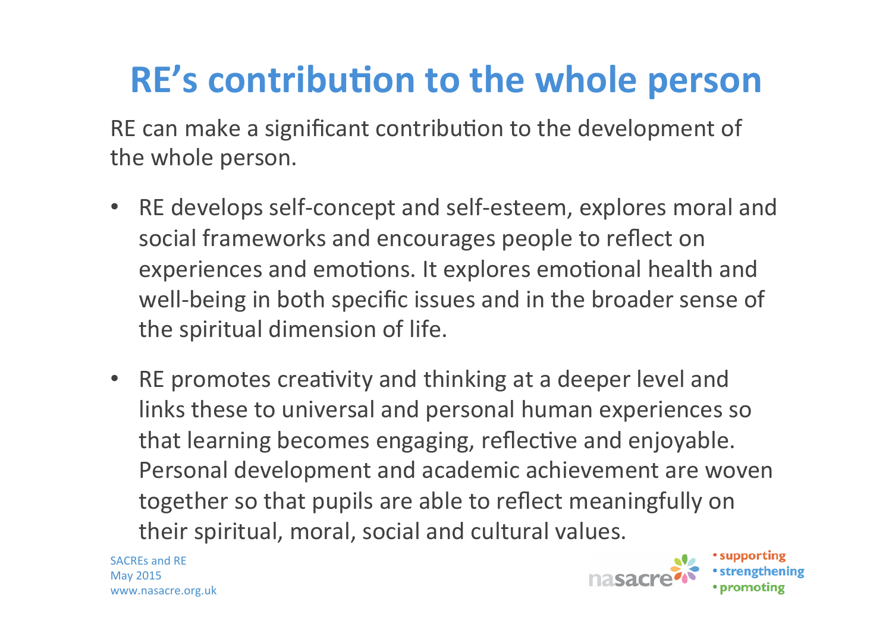# RE's contribution to the whole person

RE can make a significant contribution to the development of the whole person.

- RE develops self-concept and self-esteem, explores moral and social frameworks and encourages people to reflect on experiences and emotions. It explores emotional health and well-being in both specific issues and in the broader sense of the spiritual dimension of life.
- RE promotes creativity and thinking at a deeper level and links these to universal and personal human experiences so that learning becomes engaging, reflective and enjoyable. Personal development and academic achievement are woven together so that pupils are able to reflect meaningfully on their spiritual, moral, social and cultural values.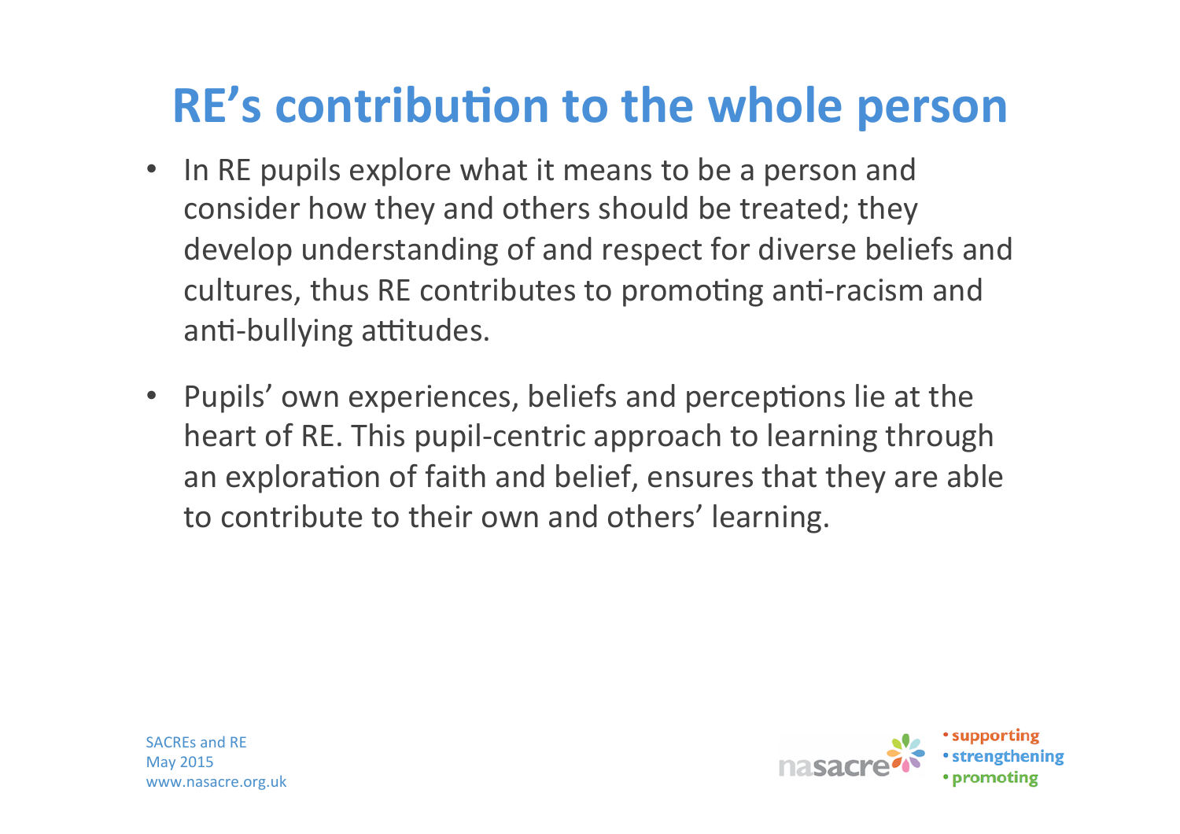# RE's contribution to the whole person

- In RE pupils explore what it means to be a person and consider how they and others should be treated; they develop understanding of and respect for diverse beliefs and cultures, thus RE contributes to promoting anti-racism and anti-bullying attitudes.

- Pupils' own experiences, beliefs and perceptions lie at the heart of RE. This pupil-centric approach to learning through an exploration of faith and belief, ensures that they are able to contribute to their own and others' learning.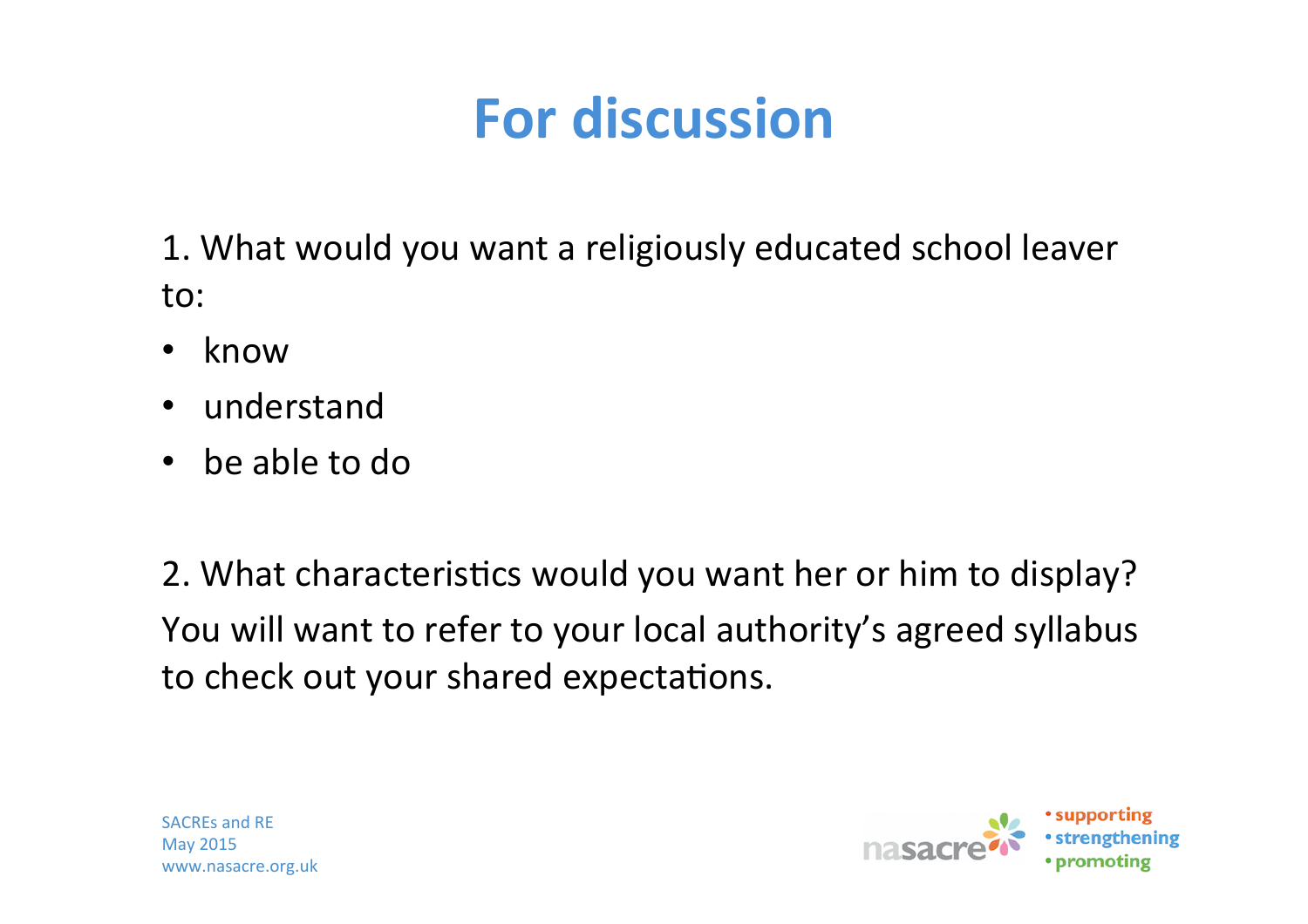# For discussion

1. What would you want a religiously educated school leaver to:

- know
- understand
- be able to do

2. What characteristics would you want her or him to display?

You will want to refer to your local authority's agreed syllabus to check out your shared expectations.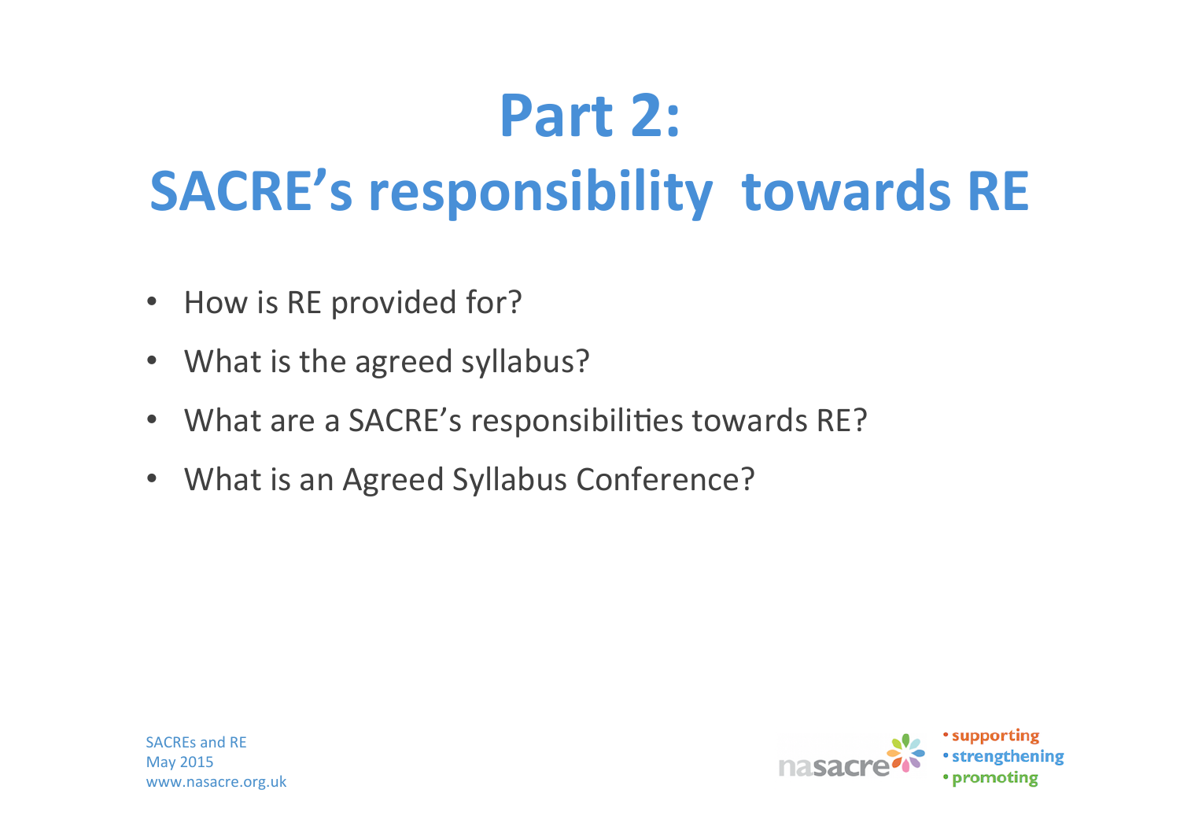# Part 2:
# SACRE's responsibility towards RE

- How is RE provided for?
- What is the agreed syllabus?
- What are a SACRE's responsibilities towards RE?
- What is an Agreed Syllabus Conference?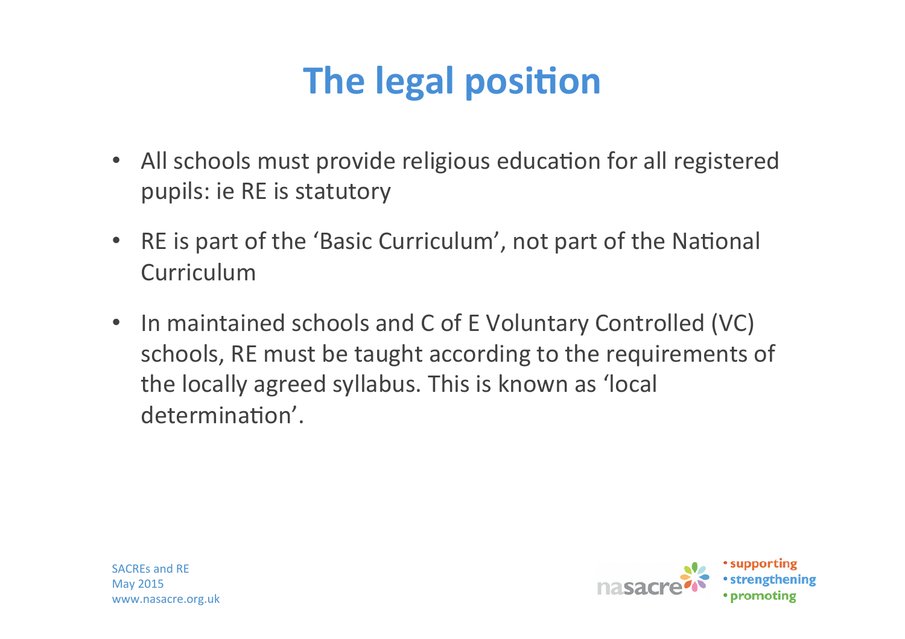# The legal position

- All schools must provide religious education for all registered pupils: ie RE is statutory
- RE is part of the 'Basic Curriculum', not part of the National Curriculum
- In maintained schools and C of E Voluntary Controlled (VC) schools, RE must be taught according to the requirements of the locally agreed syllabus. This is known as 'local determination'.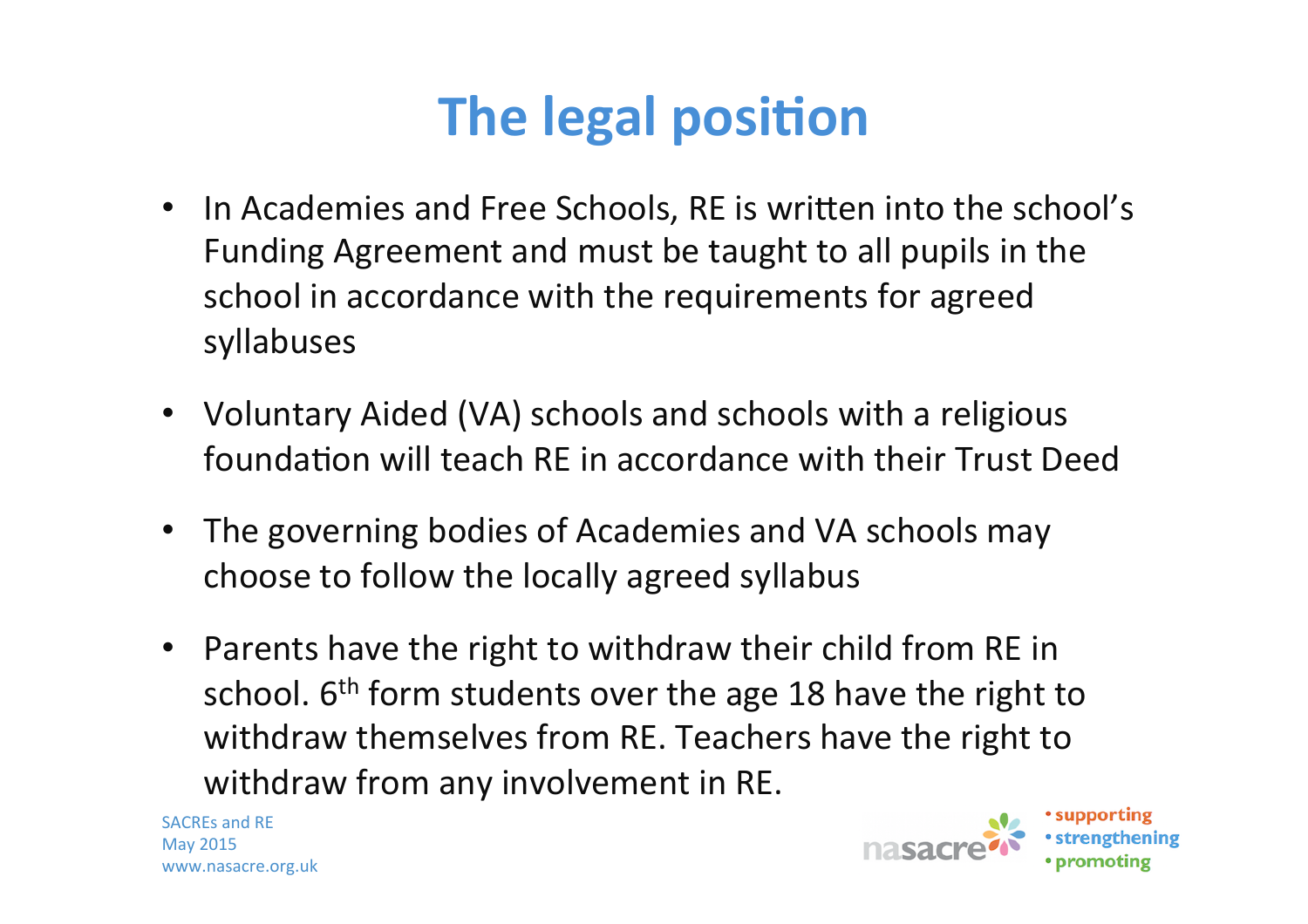# The legal position

- In Academies and Free Schools, RE is written into the school's Funding Agreement and must be taught to all pupils in the school in accordance with the requirements for agreed syllabuses
- Voluntary Aided (VA) schools and schools with a religious foundation will teach RE in accordance with their Trust Deed
- The governing bodies of Academies and VA schools may choose to follow the locally agreed syllabus
- Parents have the right to withdraw their child from RE in school. 6th form students over the age 18 have the right to withdraw themselves from RE. Teachers have the right to withdraw from any involvement in RE.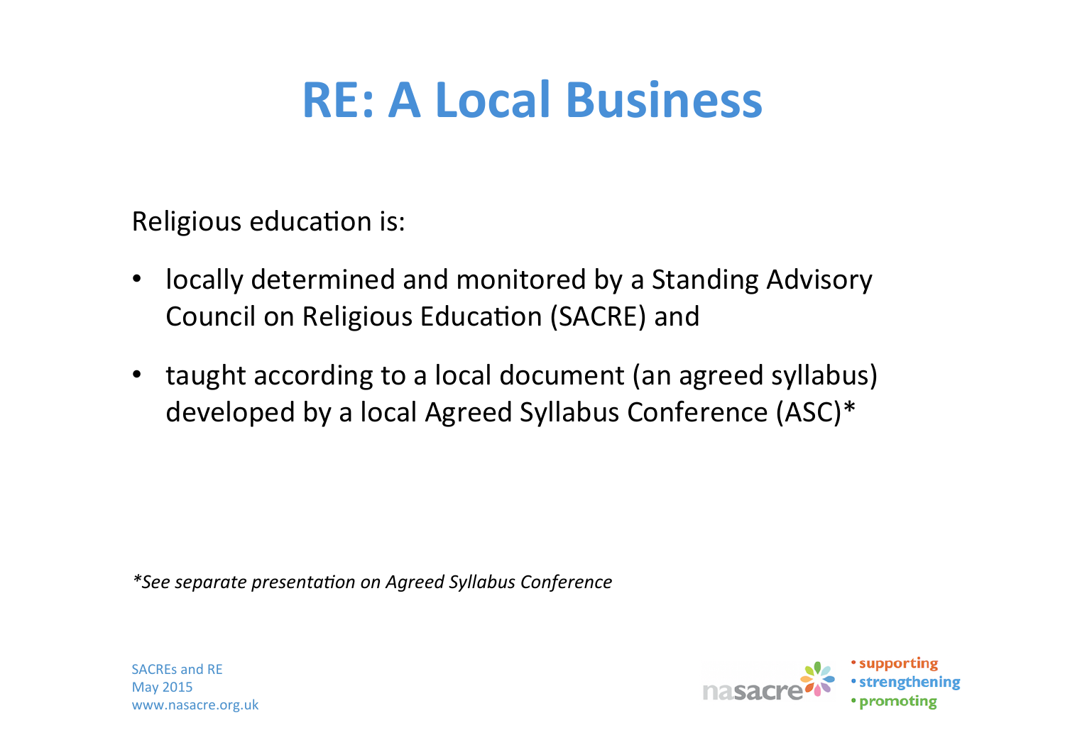# RE: A Local Business

Religious education is:

- locally determined and monitored by a Standing Advisory Council on Religious Education (SACRE) and
- taught according to a local document (an agreed syllabus) developed by a local Agreed Syllabus Conference (ASC)*

*\*See separate presentation on Agreed Syllabus Conference*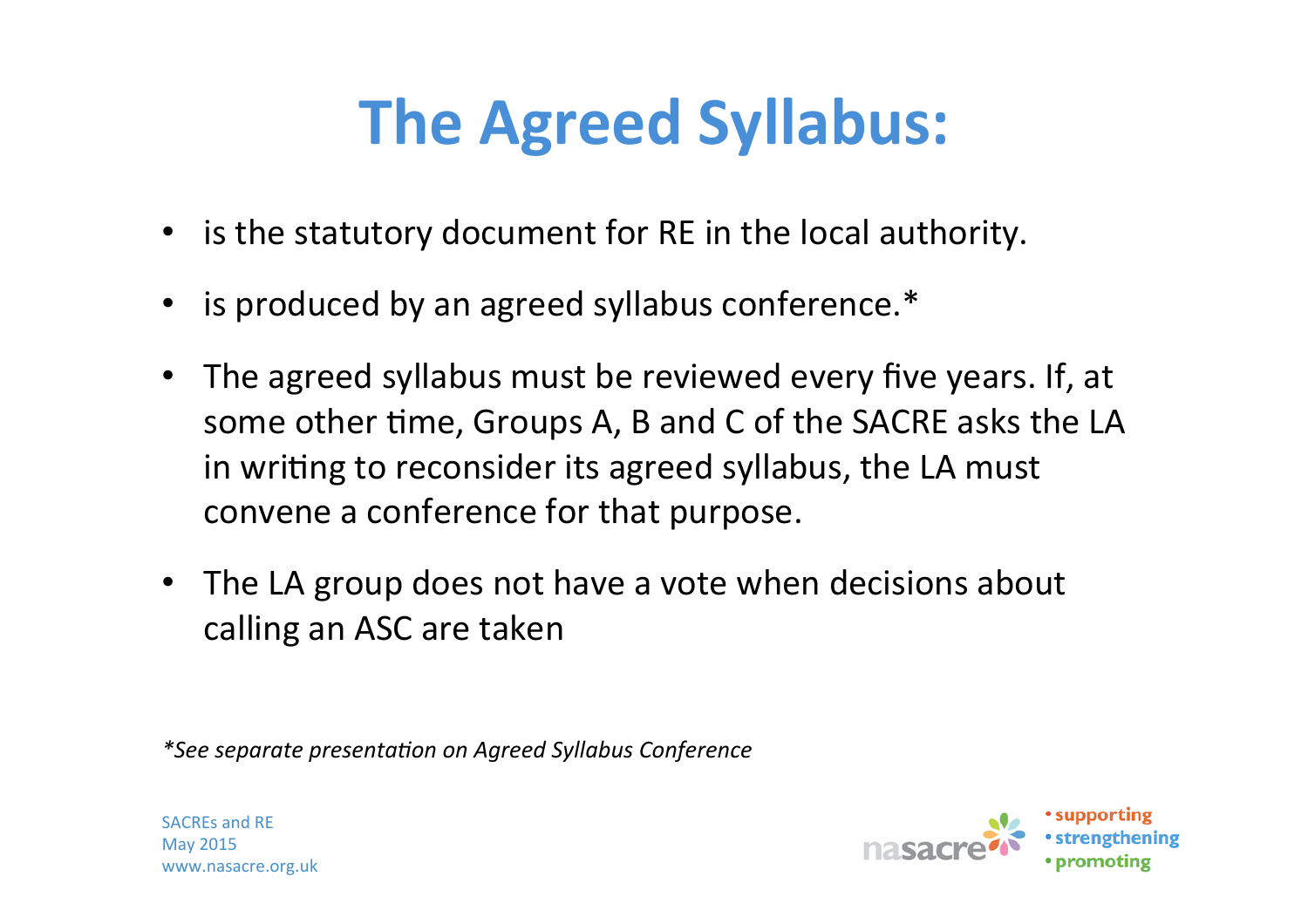# The Agreed Syllabus:

- is the statutory document for RE in the local authority.
- is produced by an agreed syllabus conference.*
- The agreed syllabus must be reviewed every five years. If, at some other time, Groups A, B and C of the SACRE asks the LA in writing to reconsider its agreed syllabus, the LA must convene a conference for that purpose.
- The LA group does not have a vote when decisions about calling an ASC are taken

*\*See separate presentation on Agreed Syllabus Conference*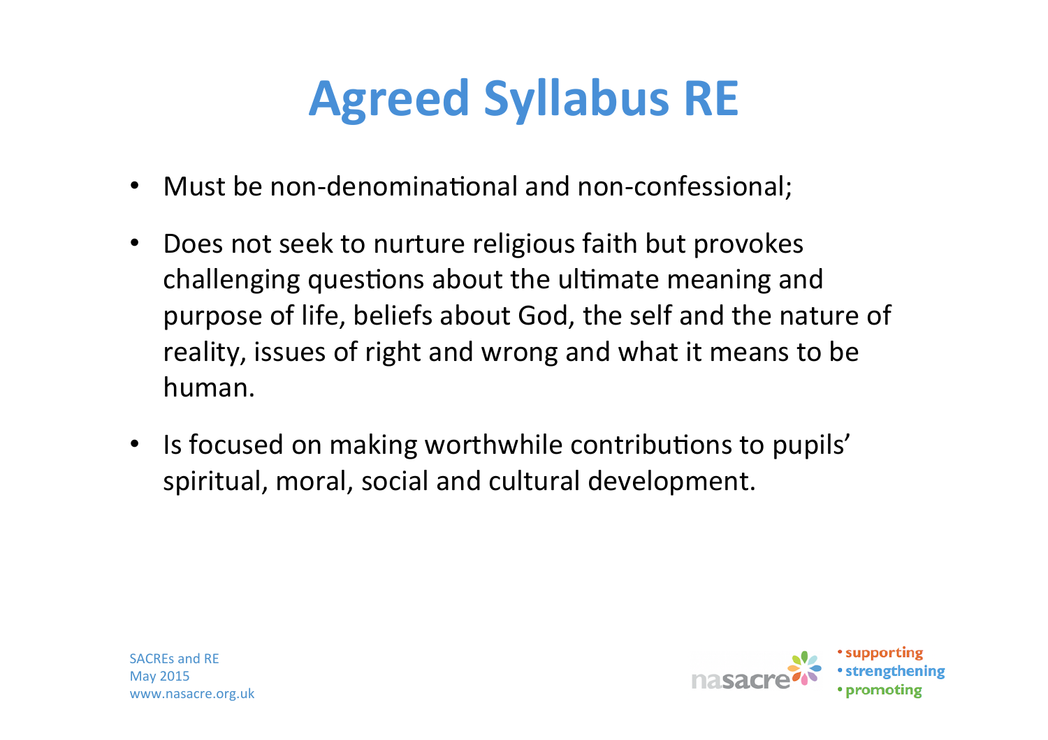# Agreed Syllabus RE

- Must be non-denominational and non-confessional;
- Does not seek to nurture religious faith but provokes challenging questions about the ultimate meaning and purpose of life, beliefs about God, the self and the nature of reality, issues of right and wrong and what it means to be human.
- Is focused on making worthwhile contributions to pupils' spiritual, moral, social and cultural development.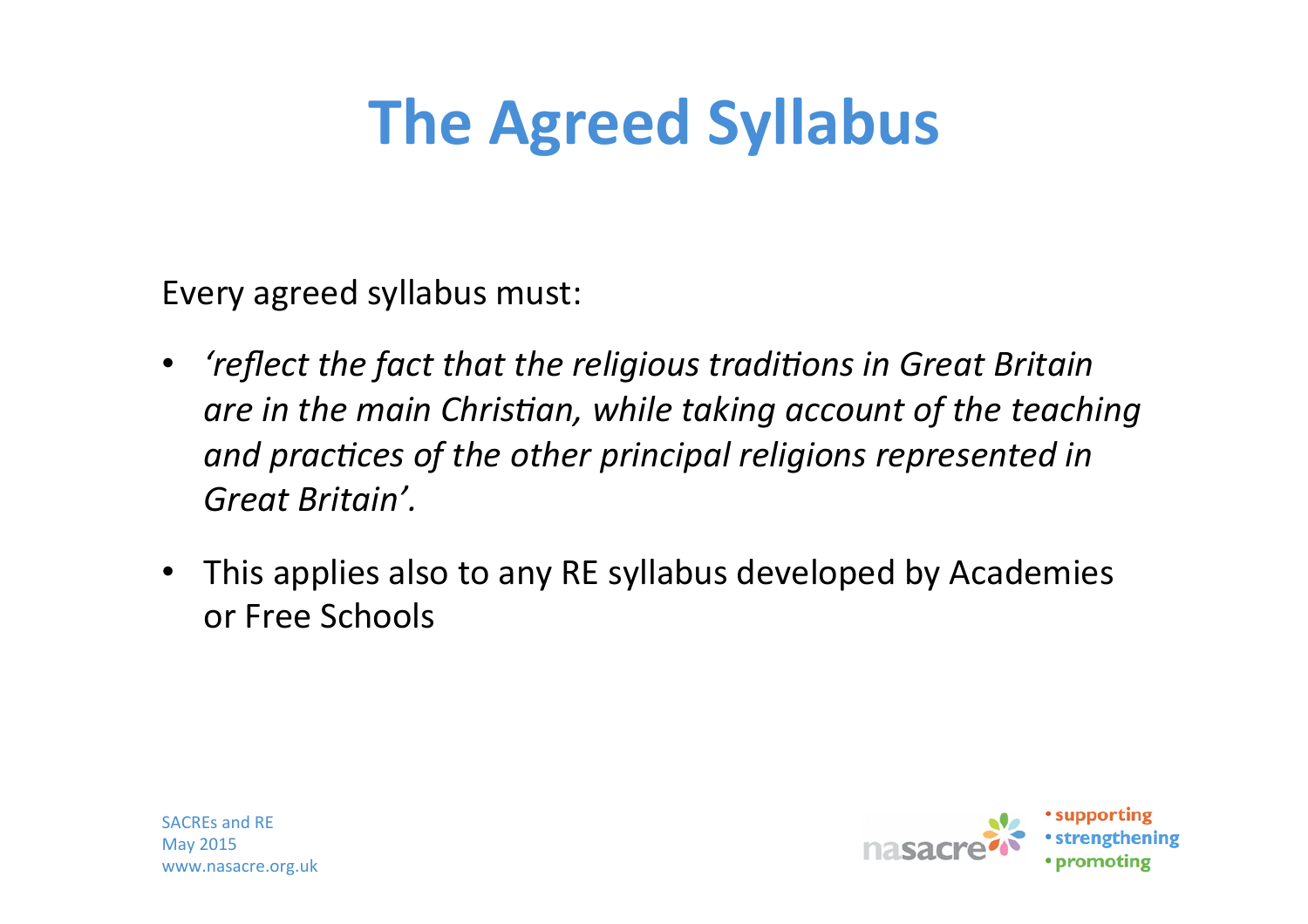# The Agreed Syllabus

Every agreed syllabus must:

- *'reflect the fact that the religious traditions in Great Britain are in the main Christian, while taking account of the teaching and practices of the other principal religions represented in Great Britain'.*
- This applies also to any RE syllabus developed by Academies or Free Schools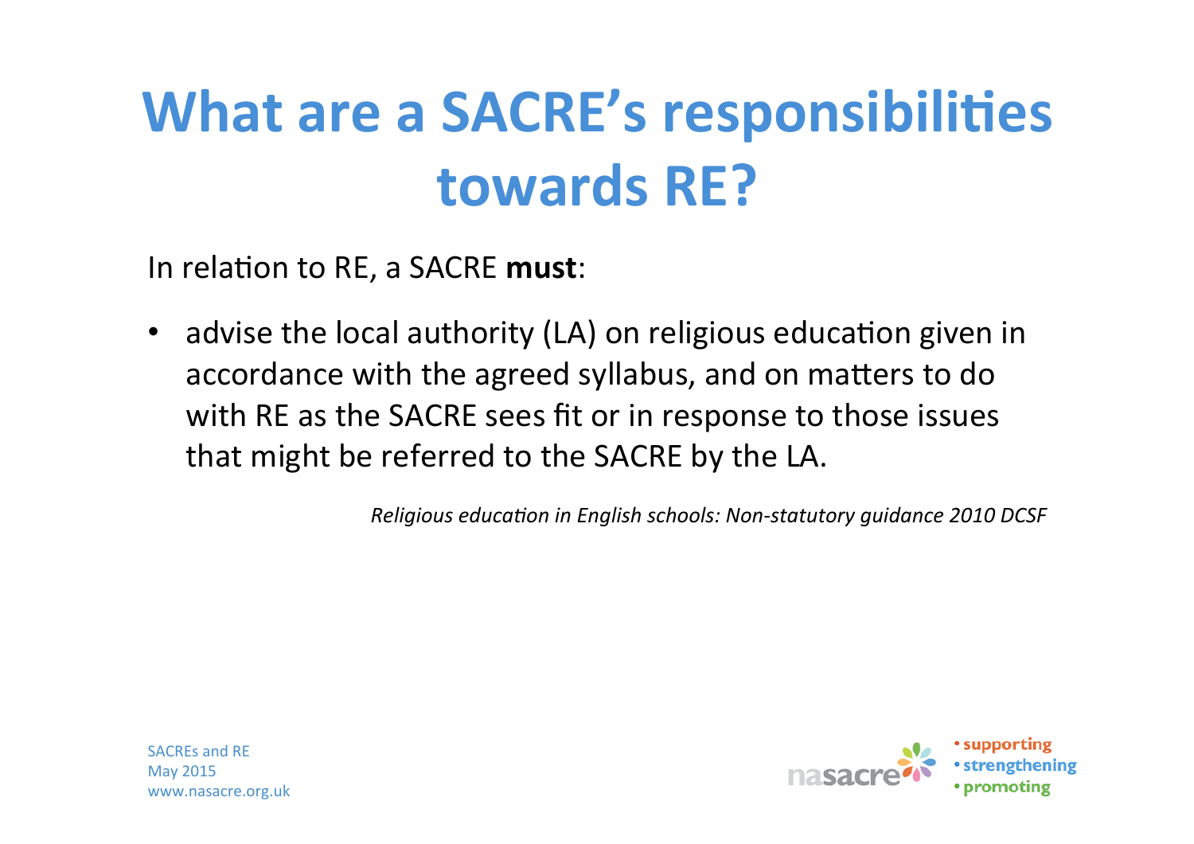# What are a SACRE's responsibilities towards RE?

In relation to RE, a SACRE **must**:

- advise the local authority (LA) on religious education given in accordance with the agreed syllabus, and on matters to do with RE as the SACRE sees fit or in response to those issues that might be referred to the SACRE by the LA.

*Religious education in English schools: Non-statutory guidance 2010 DCSF*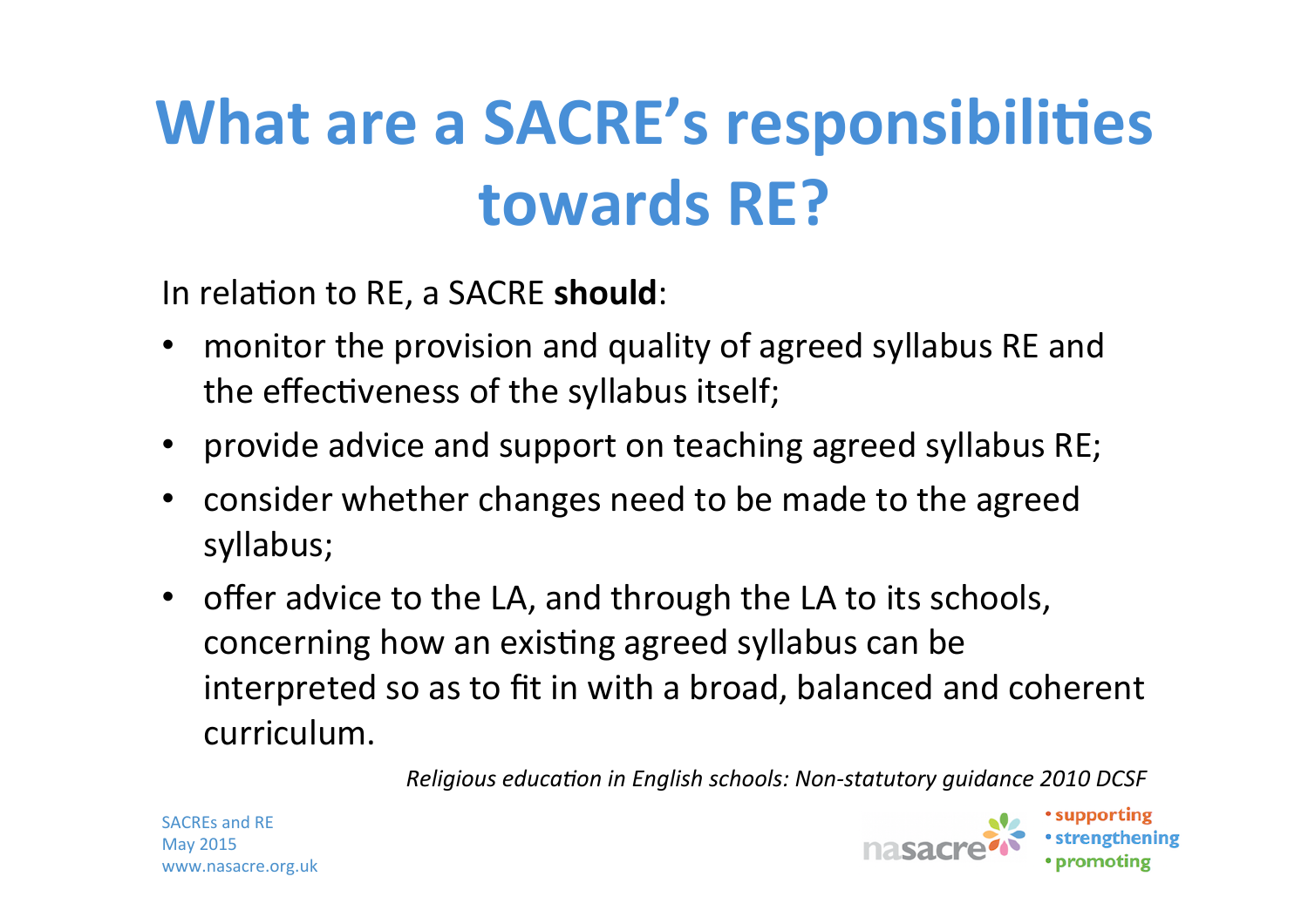# What are a SACRE's responsibilities towards RE?

In relation to RE, a SACRE **should**:

- monitor the provision and quality of agreed syllabus RE and the effectiveness of the syllabus itself;
- provide advice and support on teaching agreed syllabus RE;
- consider whether changes need to be made to the agreed syllabus;
- offer advice to the LA, and through the LA to its schools, concerning how an existing agreed syllabus can be interpreted so as to fit in with a broad, balanced and coherent curriculum.

*Religious education in English schools: Non-statutory guidance 2010 DCSF*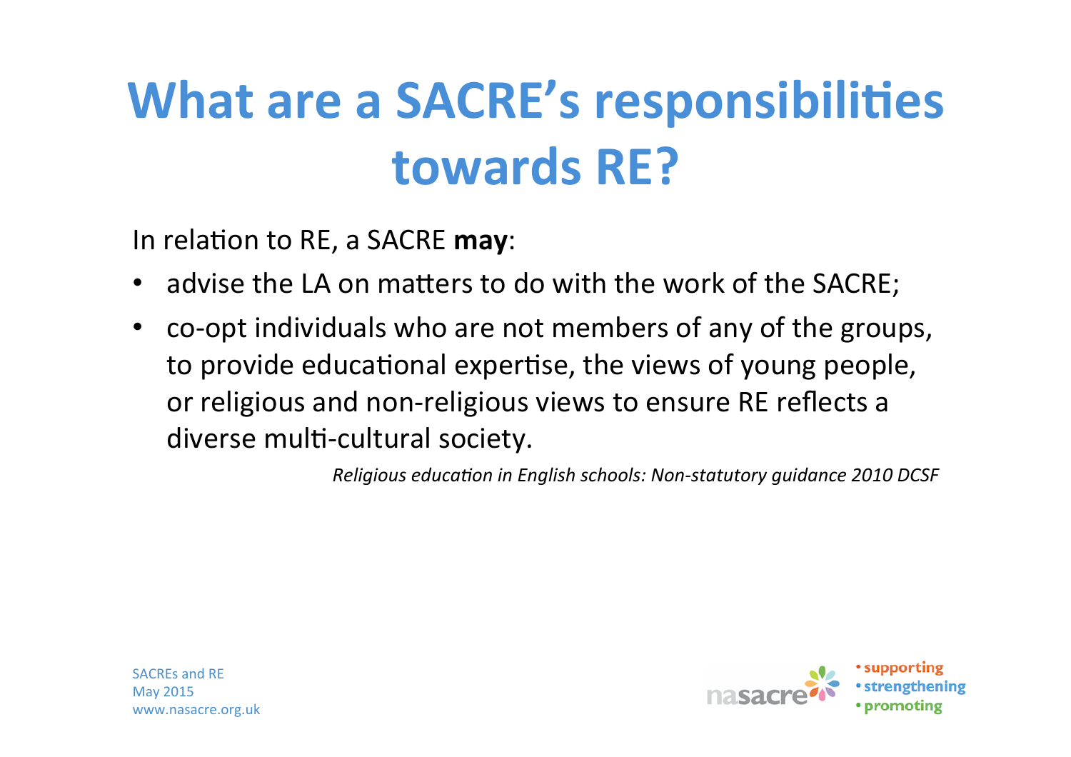# What are a SACRE's responsibilities towards RE?

In relation to RE, a SACRE **may**:

- advise the LA on matters to do with the work of the SACRE;
- co-opt individuals who are not members of any of the groups, to provide educational expertise, the views of young people, or religious and non-religious views to ensure RE reflects a diverse multi-cultural society.

*Religious education in English schools: Non-statutory guidance 2010 DCSF*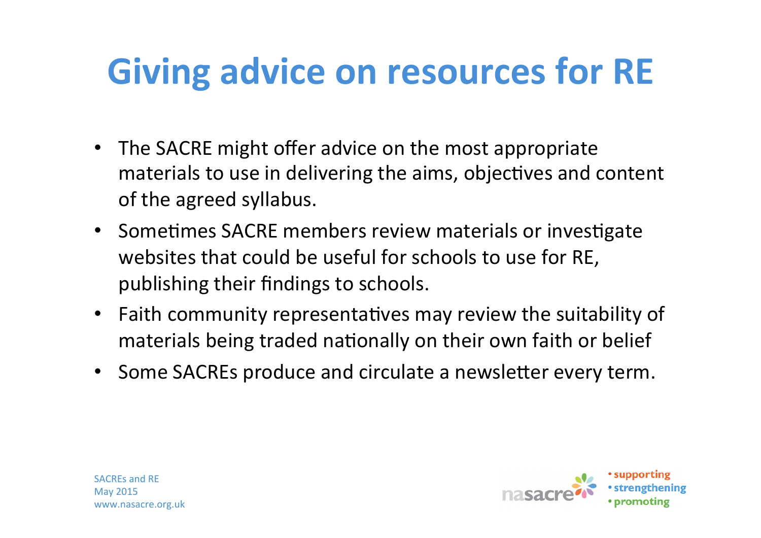# Giving advice on resources for RE

- The SACRE might offer advice on the most appropriate materials to use in delivering the aims, objectives and content of the agreed syllabus.
- Sometimes SACRE members review materials or investigate websites that could be useful for schools to use for RE, publishing their findings to schools.
- Faith community representatives may review the suitability of materials being traded nationally on their own faith or belief
- Some SACREs produce and circulate a newsletter every term.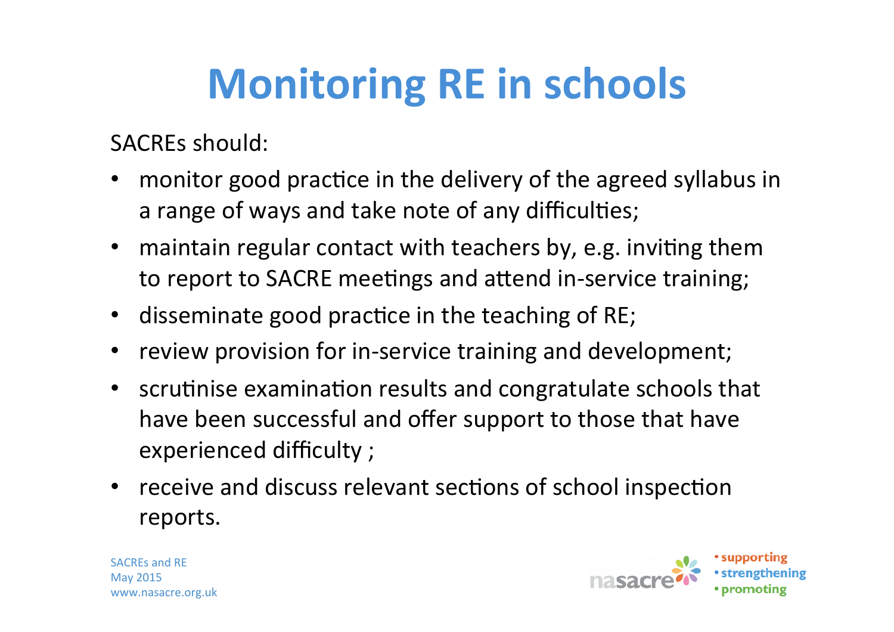# Monitoring RE in schools

SACREs should:

- monitor good practice in the delivery of the agreed syllabus in a range of ways and take note of any difficulties;
- maintain regular contact with teachers by, e.g. inviting them to report to SACRE meetings and attend in-service training;
- disseminate good practice in the teaching of RE;
- review provision for in-service training and development;
- scrutinise examination results and congratulate schools that have been successful and offer support to those that have experienced difficulty ;
- receive and discuss relevant sections of school inspection reports.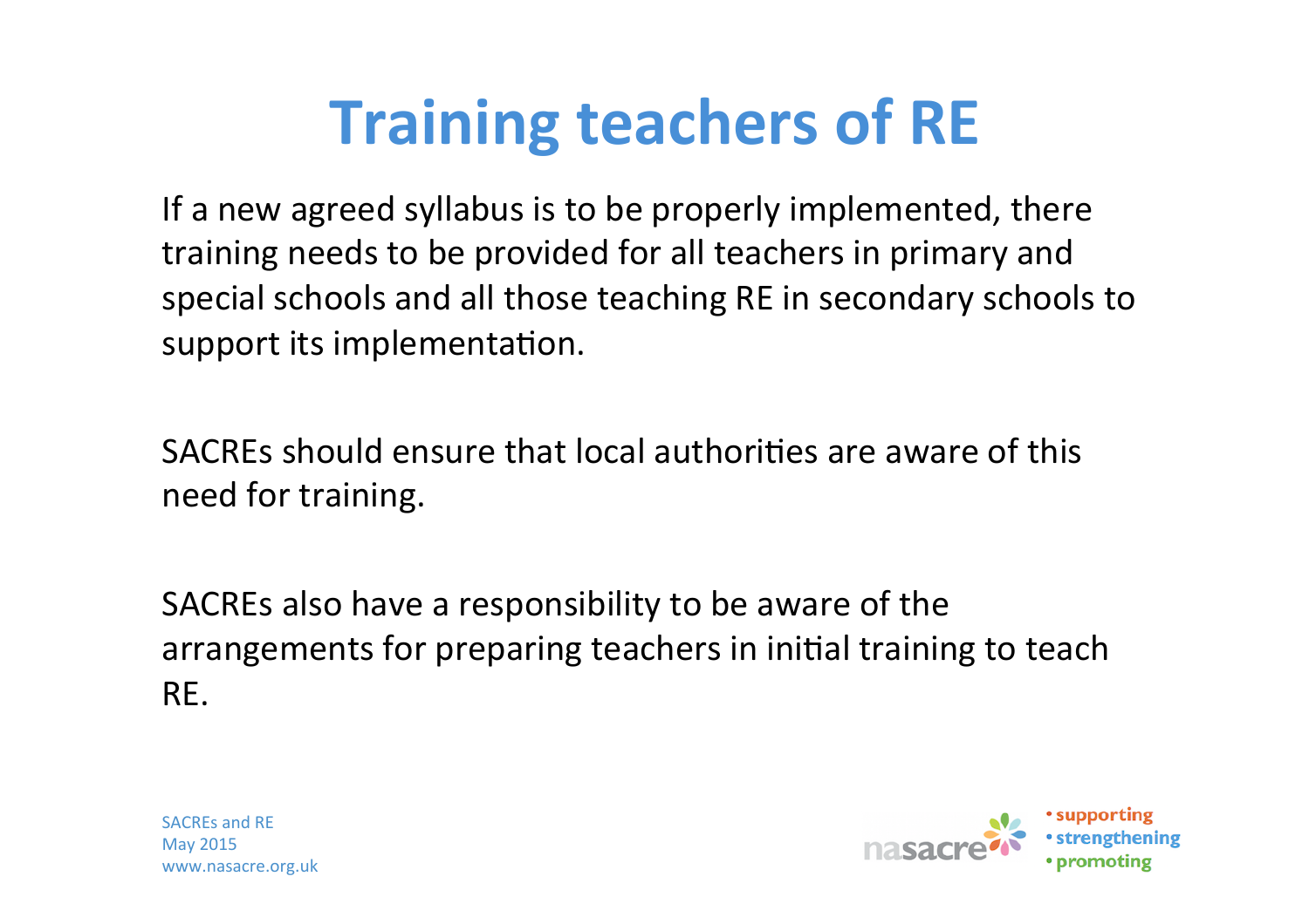# Training teachers of RE

If a new agreed syllabus is to be properly implemented, there training needs to be provided for all teachers in primary and special schools and all those teaching RE in secondary schools to support its implementation.

SACREs should ensure that local authorities are aware of this need for training.

SACREs also have a responsibility to be aware of the arrangements for preparing teachers in initial training to teach RE.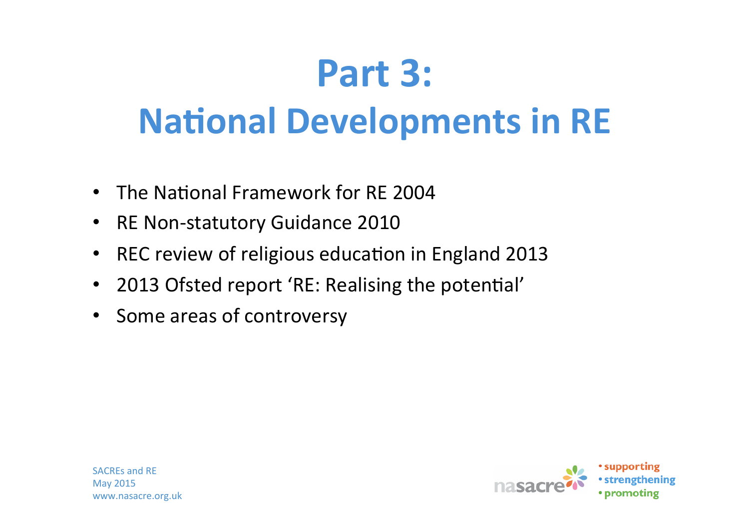# Part 3: National Developments in RE

- The National Framework for RE 2004
- RE Non-statutory Guidance 2010
- REC review of religious education in England 2013
- 2013 Ofsted report 'RE: Realising the potential'
- Some areas of controversy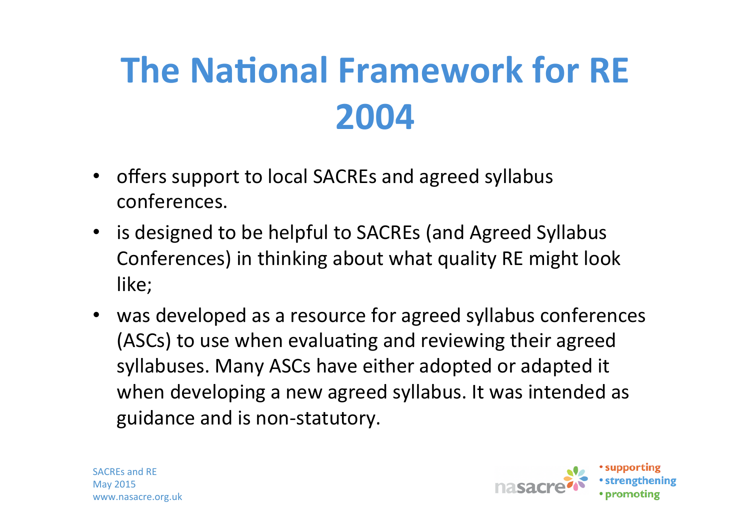# The National Framework for RE 2004

- offers support to local SACREs and agreed syllabus conferences.
- is designed to be helpful to SACREs (and Agreed Syllabus Conferences) in thinking about what quality RE might look like;
- was developed as a resource for agreed syllabus conferences (ASCs) to use when evaluating and reviewing their agreed syllabuses. Many ASCs have either adopted or adapted it when developing a new agreed syllabus. It was intended as guidance and is non-statutory.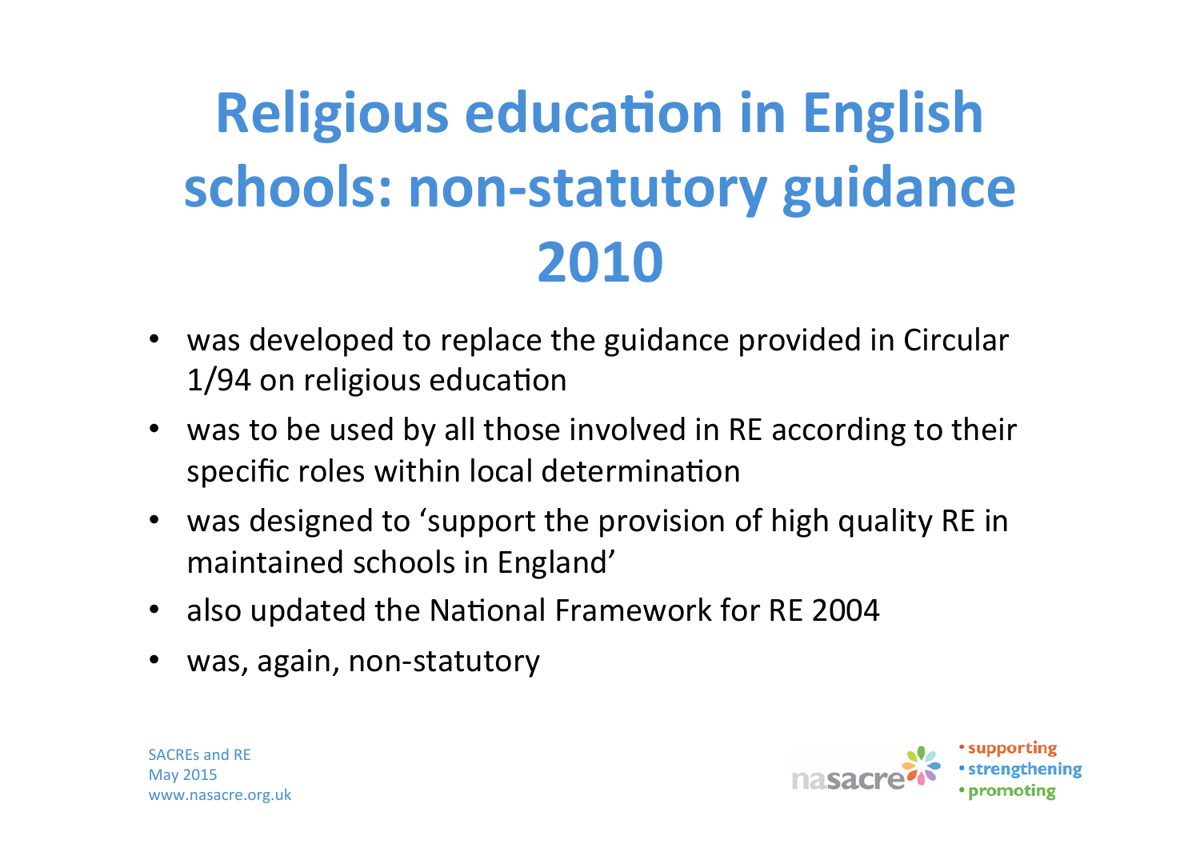# Religious education in English schools: non-statutory guidance 2010

- was developed to replace the guidance provided in Circular 1/94 on religious education
- was to be used by all those involved in RE according to their specific roles within local determination
- was designed to 'support the provision of high quality RE in maintained schools in England'
- also updated the National Framework for RE 2004
- was, again, non-statutory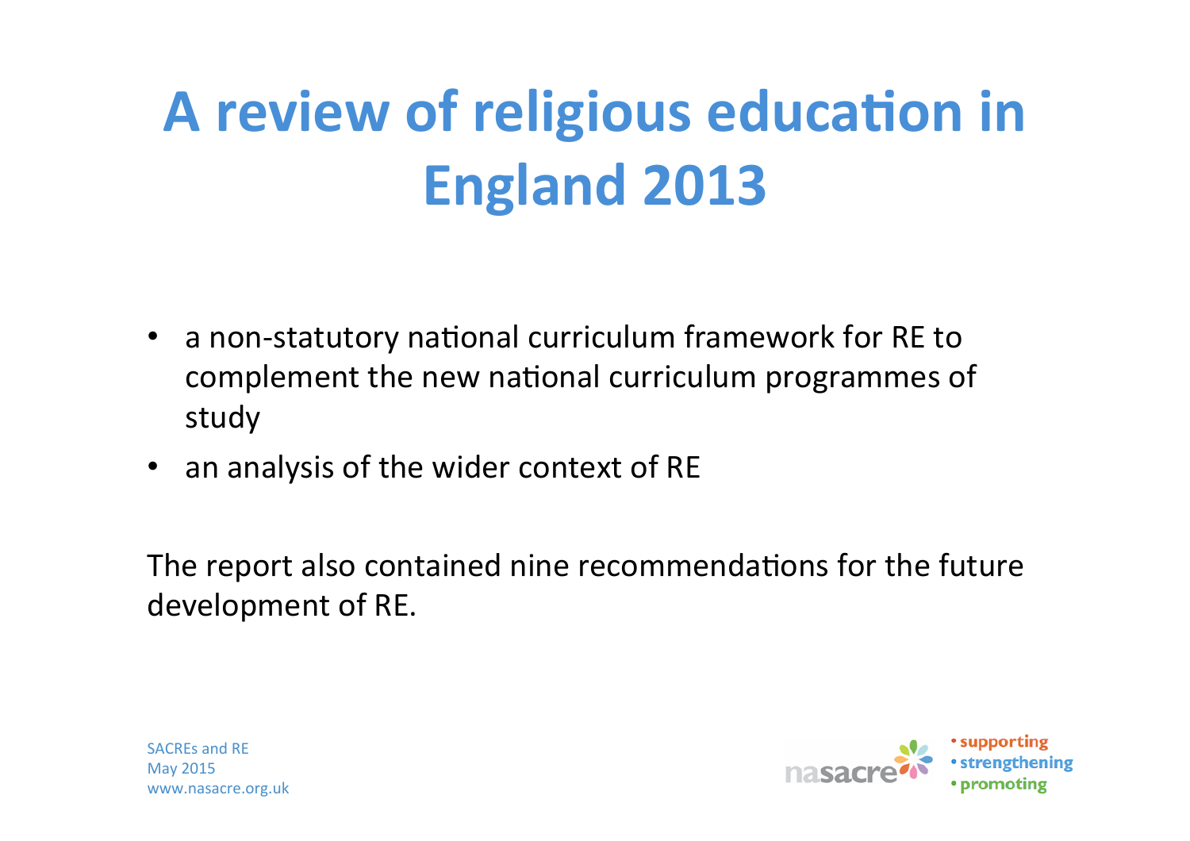# A review of religious education in England 2013

- a non-statutory national curriculum framework for RE to complement the new national curriculum programmes of study
- an analysis of the wider context of RE

The report also contained nine recommendations for the future development of RE.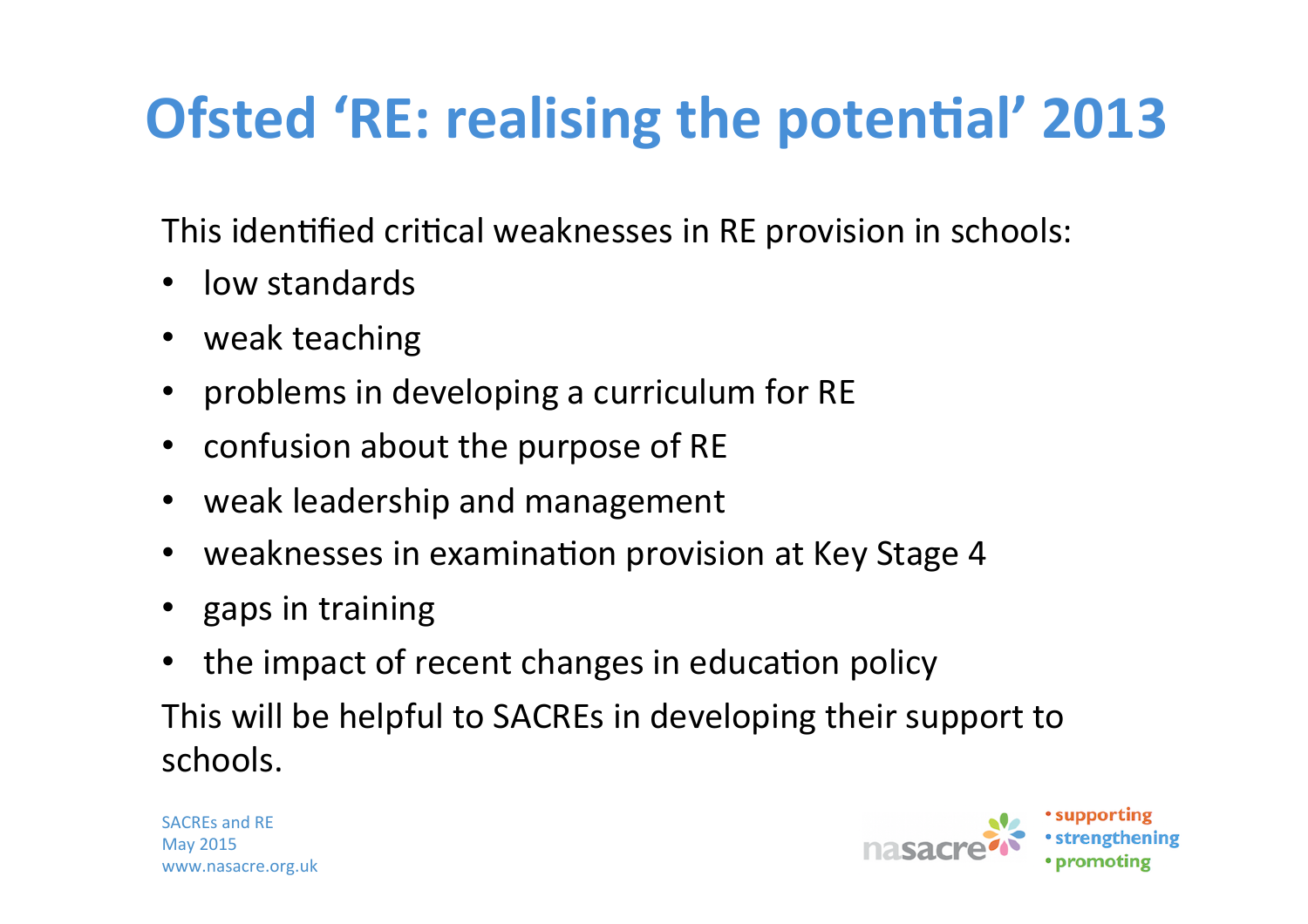# Ofsted 'RE: realising the potential' 2013

This identified critical weaknesses in RE provision in schools:

- low standards
- weak teaching
- problems in developing a curriculum for RE
- confusion about the purpose of RE
- weak leadership and management
- weaknesses in examination provision at Key Stage 4
- gaps in training
- the impact of recent changes in education policy

This will be helpful to SACREs in developing their support to schools.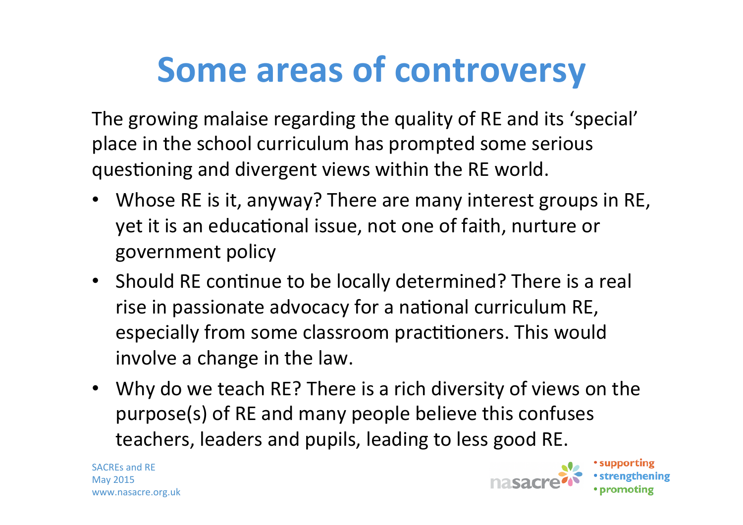# Some areas of controversy

The growing malaise regarding the quality of RE and its 'special' place in the school curriculum has prompted some serious questioning and divergent views within the RE world.

- Whose RE is it, anyway? There are many interest groups in RE, yet it is an educational issue, not one of faith, nurture or government policy
- Should RE continue to be locally determined? There is a real rise in passionate advocacy for a national curriculum RE, especially from some classroom practitioners. This would involve a change in the law.
- Why do we teach RE? There is a rich diversity of views on the purpose(s) of RE and many people believe this confuses teachers, leaders and pupils, leading to less good RE.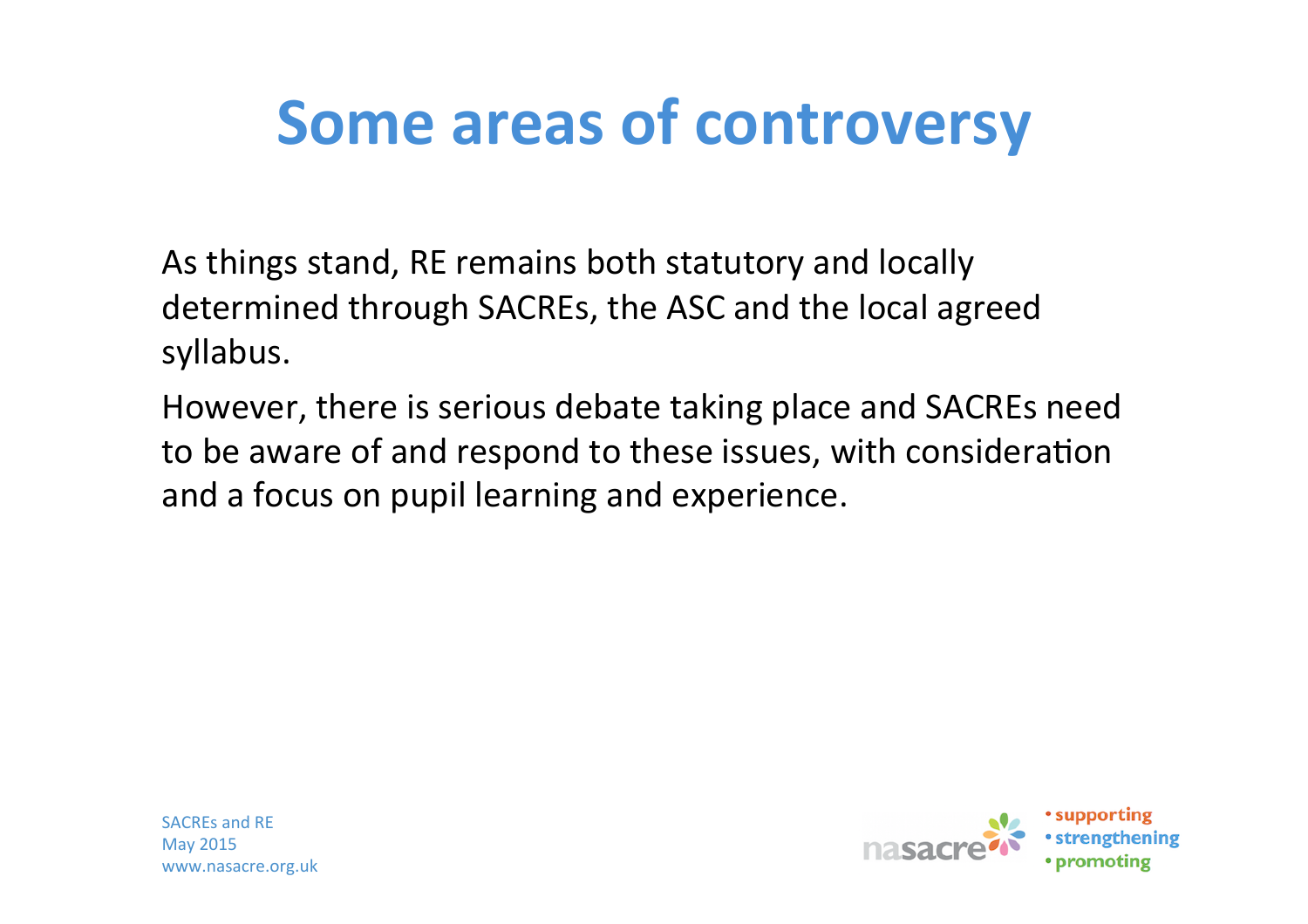# Some areas of controversy

As things stand, RE remains both statutory and locally determined through SACREs, the ASC and the local agreed syllabus.

However, there is serious debate taking place and SACREs need to be aware of and respond to these issues, with consideration and a focus on pupil learning and experience.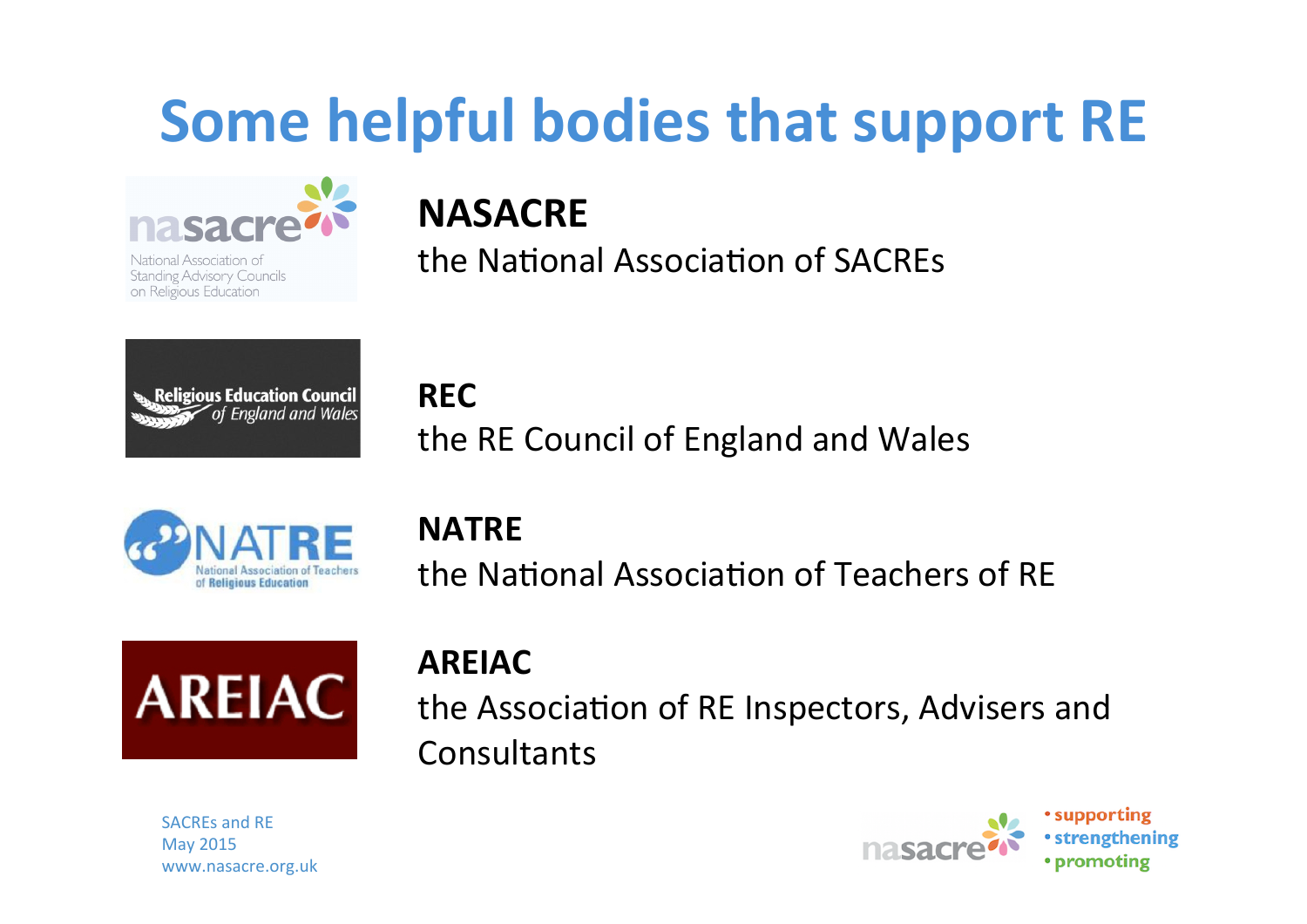# Some helpful bodies that support RE

**NASACRE**
the National Association of SACREs

**REC**
the RE Council of England and Wales

**NATRE**
the National Association of Teachers of RE

**AREIAC**
the Association of RE Inspectors, Advisers and Consultants

SACREs and RE
May 2015
www.nasacre.org.uk

• supporting
• strengthening
• promoting